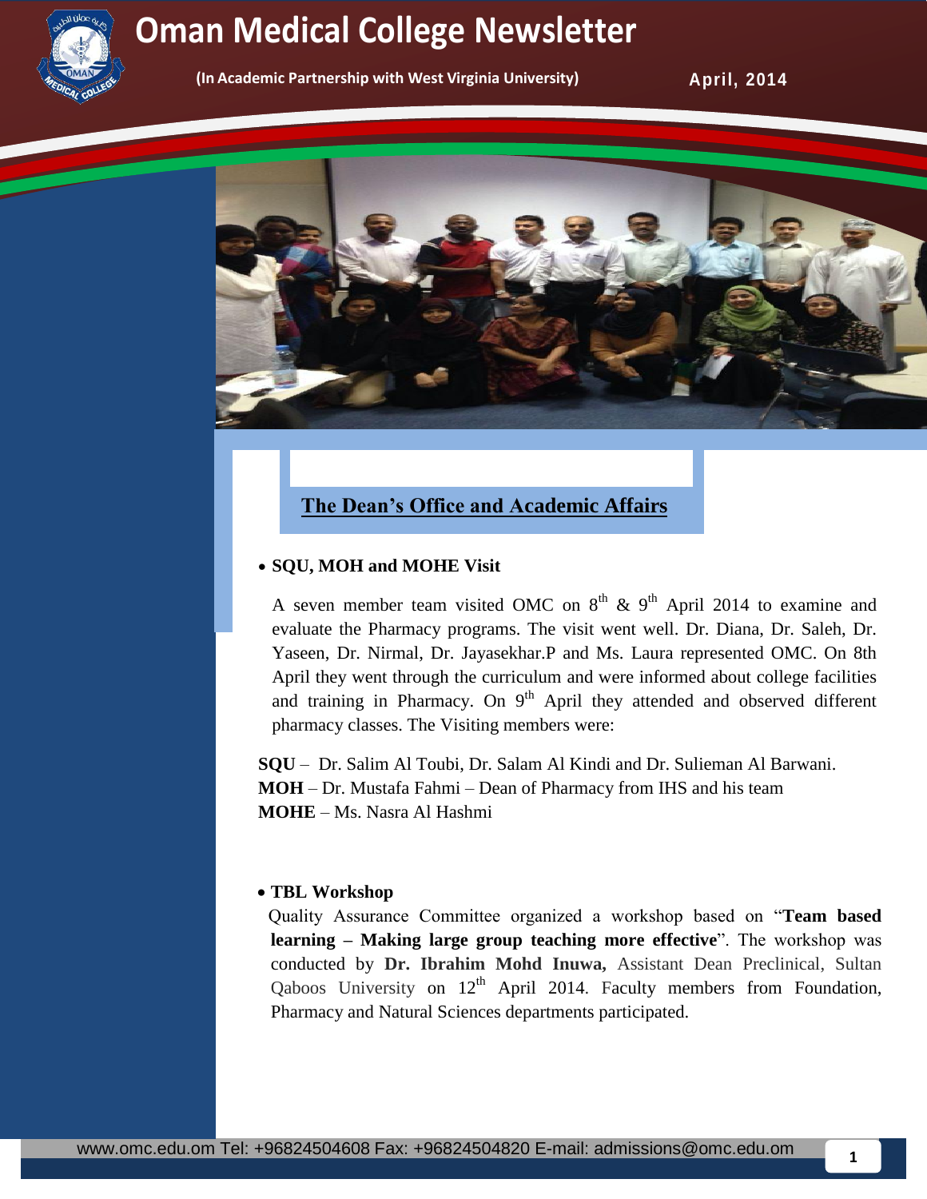# Oman Medical College Newsletter

**(In Academic Partnership with West Virginia University)**

**April, 2014**

## The Dean's Office and Academic Affairs

- **SQU, MOH and MOHE Visit**

A seven member team visited OMC on 8th & 9th April 2014 to examine and evaluate the Pharmacy programs. The visit went well. Dr. Diana, Dr. Saleh, Dr. Yaseen, Dr. Nirmal, Dr. Jayasekhar.P and Ms. Laura represented OMC. On 8th April they went through the curriculum and were informed about college facilities and training in Pharmacy. On 9th April they attended and observed different pharmacy classes. The Visiting members were:

**SQU** – Dr. Salim Al Toubi, Dr. Salam Al Kindi and Dr. Sulieman Al Barwani.
**MOH** – Dr. Mustafa Fahmi – Dean of Pharmacy from IHS and his team
**MOHE** – Ms. Nasra Al Hashmi

- **TBL Workshop**

Quality Assurance Committee organized a workshop based on "**Team based learning – Making large group teaching more effective**". The workshop was conducted by **Dr. Ibrahim Mohd Inuwa,** Assistant Dean Preclinical, Sultan Qaboos University on 12th April 2014. Faculty members from Foundation, Pharmacy and Natural Sciences departments participated.

www.omc.edu.om Tel: +96824504608 Fax: +96824504820 E-mail: admissions@omc.edu.om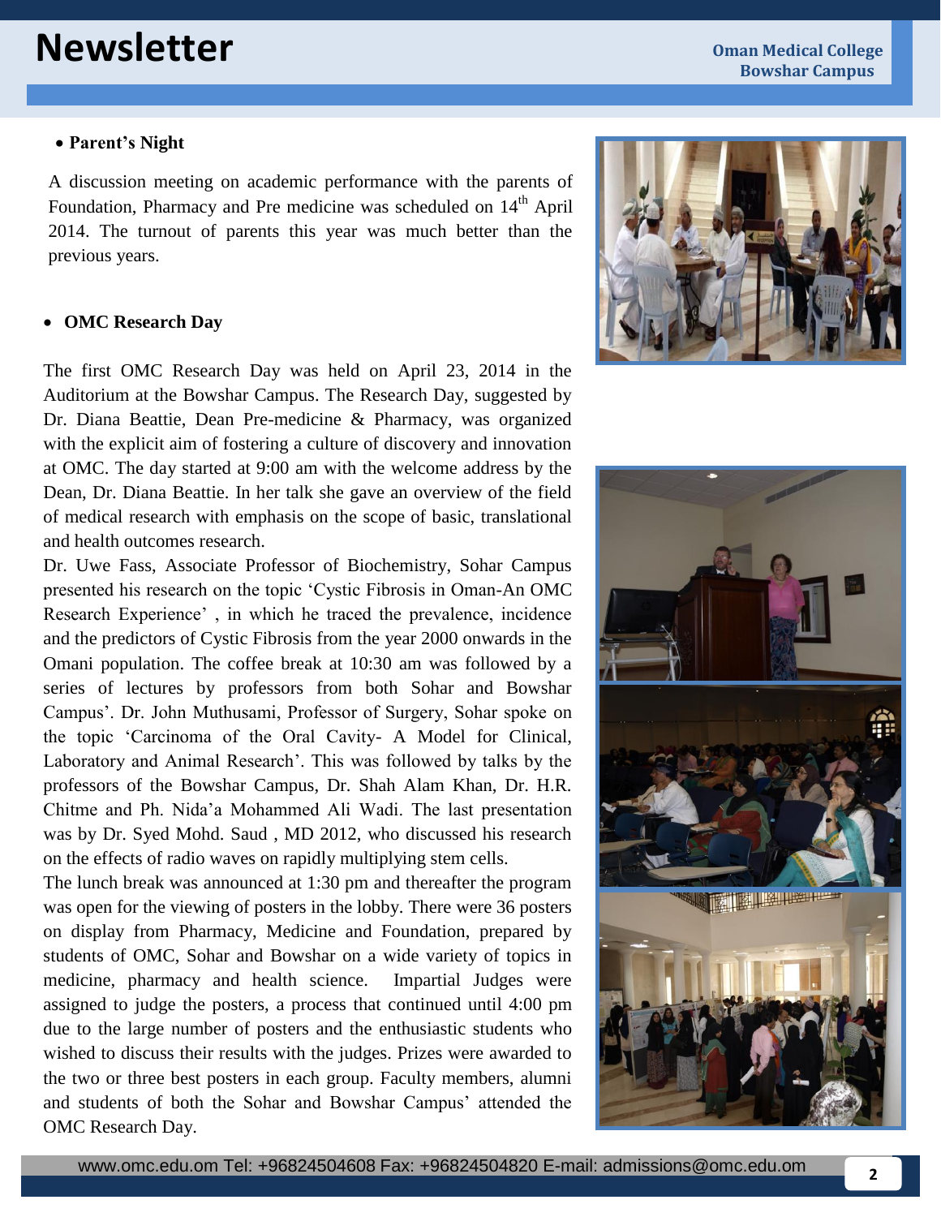- **Parent's Night**

A discussion meeting on academic performance with the parents of Foundation, Pharmacy and Pre medicine was scheduled on 14th April 2014. The turnout of parents this year was much better than the previous years.

- **OMC Research Day**

The first OMC Research Day was held on April 23, 2014 in the Auditorium at the Bowshar Campus. The Research Day, suggested by Dr. Diana Beattie, Dean Pre-medicine & Pharmacy, was organized with the explicit aim of fostering a culture of discovery and innovation at OMC. The day started at 9:00 am with the welcome address by the Dean, Dr. Diana Beattie. In her talk she gave an overview of the field of medical research with emphasis on the scope of basic, translational and health outcomes research.

Dr. Uwe Fass, Associate Professor of Biochemistry, Sohar Campus presented his research on the topic 'Cystic Fibrosis in Oman-An OMC Research Experience' , in which he traced the prevalence, incidence and the predictors of Cystic Fibrosis from the year 2000 onwards in the Omani population. The coffee break at 10:30 am was followed by a series of lectures by professors from both Sohar and Bowshar Campus'. Dr. John Muthusami, Professor of Surgery, Sohar spoke on the topic 'Carcinoma of the Oral Cavity- A Model for Clinical, Laboratory and Animal Research'. This was followed by talks by the professors of the Bowshar Campus, Dr. Shah Alam Khan, Dr. H.R. Chitme and Ph. Nida'a Mohammed Ali Wadi. The last presentation was by Dr. Syed Mohd. Saud , MD 2012, who discussed his research on the effects of radio waves on rapidly multiplying stem cells.

The lunch break was announced at 1:30 pm and thereafter the program was open for the viewing of posters in the lobby. There were 36 posters on display from Pharmacy, Medicine and Foundation, prepared by students of OMC, Sohar and Bowshar on a wide variety of topics in medicine, pharmacy and health science. Impartial Judges were assigned to judge the posters, a process that continued until 4:00 pm due to the large number of posters and the enthusiastic students who wished to discuss their results with the judges. Prizes were awarded to the two or three best posters in each group. Faculty members, alumni and students of both the Sohar and Bowshar Campus' attended the OMC Research Day.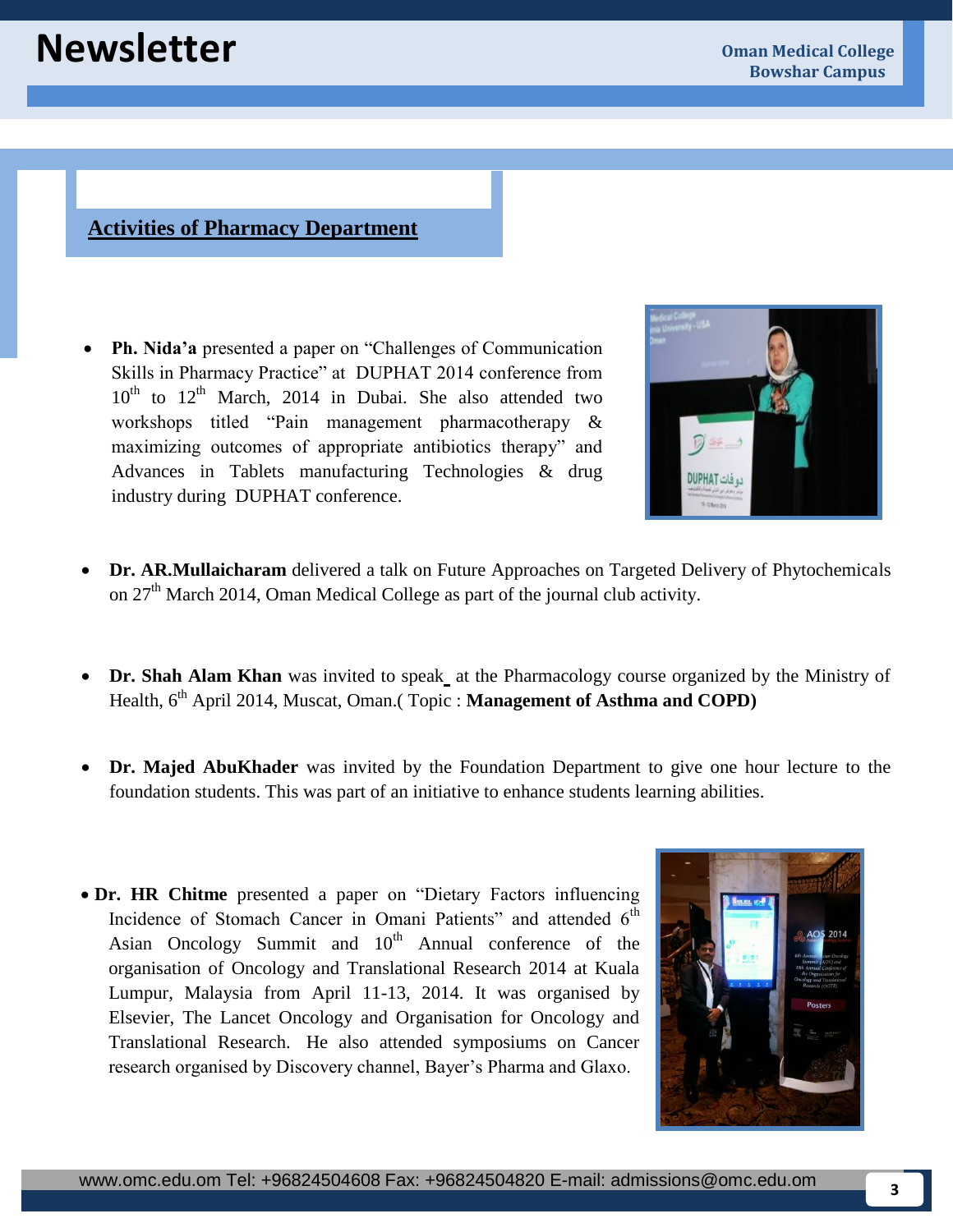## Activities of Pharmacy Department

- **Ph. Nida'a** presented a paper on "Challenges of Communication Skills in Pharmacy Practice" at DUPHAT 2014 conference from 10th to 12th March, 2014 in Dubai. She also attended two workshops titled "Pain management pharmacotherapy & maximizing outcomes of appropriate antibiotics therapy" and Advances in Tablets manufacturing Technologies & drug industry during DUPHAT conference.

- **Dr. AR.Mullaicharam** delivered a talk on Future Approaches on Targeted Delivery of Phytochemicals on 27th March 2014, Oman Medical College as part of the journal club activity.

- **Dr. Shah Alam Khan** was invited to speak at the Pharmacology course organized by the Ministry of Health, 6th April 2014, Muscat, Oman.( Topic : **Management of Asthma and COPD)**

- **Dr. Majed AbuKhader** was invited by the Foundation Department to give one hour lecture to the foundation students. This was part of an initiative to enhance students learning abilities.

- **Dr. HR Chitme** presented a paper on "Dietary Factors influencing Incidence of Stomach Cancer in Omani Patients" and attended 6th Asian Oncology Summit and 10th Annual conference of the organisation of Oncology and Translational Research 2014 at Kuala Lumpur, Malaysia from April 11-13, 2014. It was organised by Elsevier, The Lancet Oncology and Organisation for Oncology and Translational Research. He also attended symposiums on Cancer research organised by Discovery channel, Bayer's Pharma and Glaxo.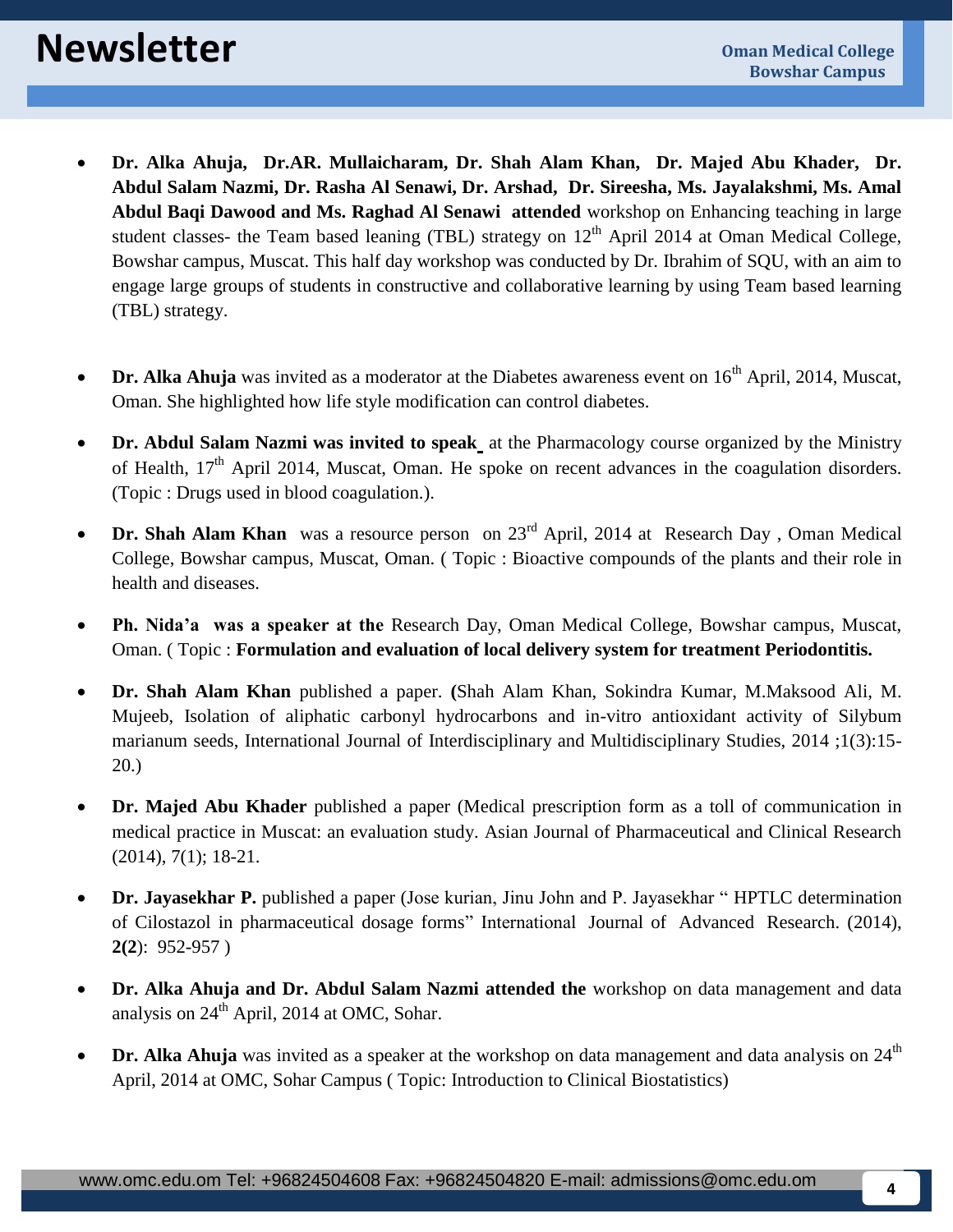- **Dr. Alka Ahuja, Dr.AR. Mullaicharam, Dr. Shah Alam Khan, Dr. Majed Abu Khader, Dr. Abdul Salam Nazmi, Dr. Rasha Al Senawi, Dr. Arshad, Dr. Sireesha, Ms. Jayalakshmi, Ms. Amal Abdul Baqi Dawood and Ms. Raghad Al Senawi attended** workshop on Enhancing teaching in large student classes- the Team based leaning (TBL) strategy on 12th April 2014 at Oman Medical College, Bowshar campus, Muscat. This half day workshop was conducted by Dr. Ibrahim of SQU, with an aim to engage large groups of students in constructive and collaborative learning by using Team based learning (TBL) strategy.

- **Dr. Alka Ahuja** was invited as a moderator at the Diabetes awareness event on 16th April, 2014, Muscat, Oman. She highlighted how life style modification can control diabetes.

- **Dr. Abdul Salam Nazmi was invited to speak** at the Pharmacology course organized by the Ministry of Health, 17th April 2014, Muscat, Oman. He spoke on recent advances in the coagulation disorders. (Topic : Drugs used in blood coagulation.).

- **Dr. Shah Alam Khan** was a resource person on 23rd April, 2014 at Research Day , Oman Medical College, Bowshar campus, Muscat, Oman. ( Topic : Bioactive compounds of the plants and their role in health and diseases.

- **Ph. Nida'a was a speaker at the** Research Day, Oman Medical College, Bowshar campus, Muscat, Oman. ( Topic : **Formulation and evaluation of local delivery system for treatment Periodontitis.**

- **Dr. Shah Alam Khan** published a paper. **(**Shah Alam Khan, Sokindra Kumar, M.Maksood Ali, M. Mujeeb, Isolation of aliphatic carbonyl hydrocarbons and in-vitro antioxidant activity of Silybum marianum seeds, International Journal of Interdisciplinary and Multidisciplinary Studies, 2014 ;1(3):15-20.)

- **Dr. Majed Abu Khader** published a paper (Medical prescription form as a toll of communication in medical practice in Muscat: an evaluation study. Asian Journal of Pharmaceutical and Clinical Research (2014), 7(1); 18-21.

- **Dr. Jayasekhar P.** published a paper (Jose kurian, Jinu John and P. Jayasekhar " HPTLC determination of Cilostazol in pharmaceutical dosage forms" International Journal of Advanced Research. (2014), **2(2**): 952-957 )

- **Dr. Alka Ahuja and Dr. Abdul Salam Nazmi attended the** workshop on data management and data analysis on 24th April, 2014 at OMC, Sohar.

- **Dr. Alka Ahuja** was invited as a speaker at the workshop on data management and data analysis on 24th April, 2014 at OMC, Sohar Campus ( Topic: Introduction to Clinical Biostatistics)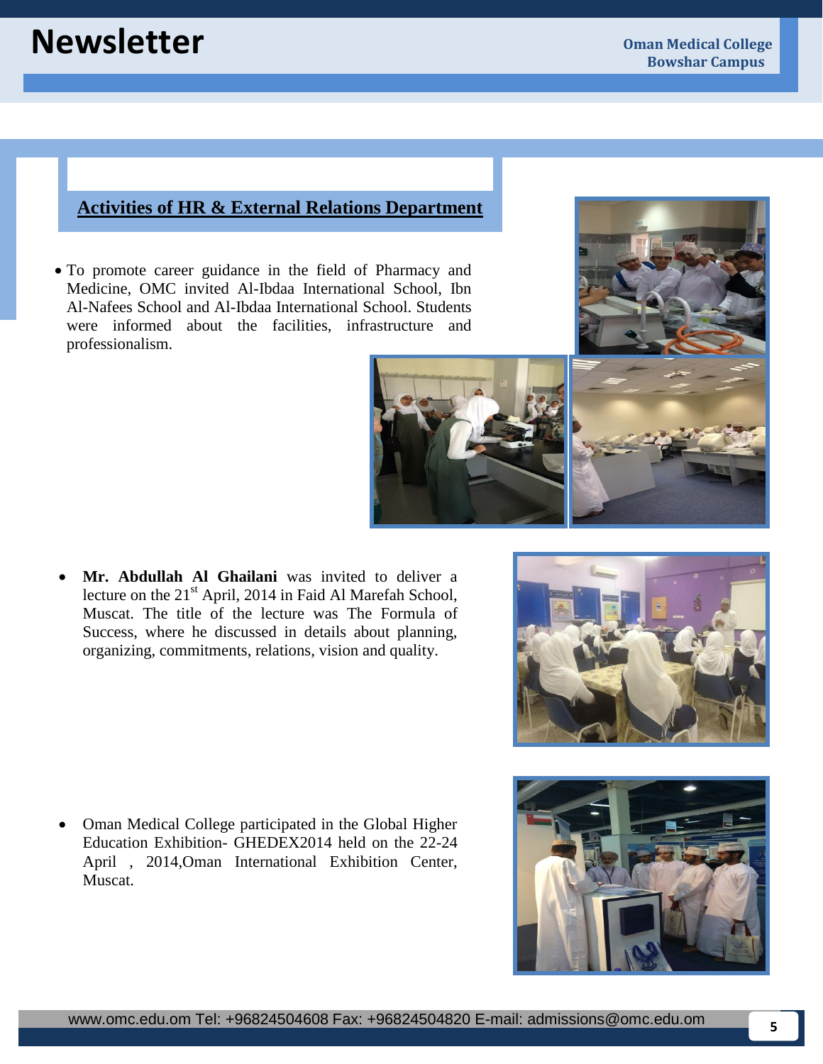## Activities of HR & External Relations Department

- To promote career guidance in the field of Pharmacy and Medicine, OMC invited Al-Ibdaa International School, Ibn Al-Nafees School and Al-Ibdaa International School. Students were informed about the facilities, infrastructure and professionalism.

- **Mr. Abdullah Al Ghailani** was invited to deliver a lecture on the 21st April, 2014 in Faid Al Marefah School, Muscat. The title of the lecture was The Formula of Success, where he discussed in details about planning, organizing, commitments, relations, vision and quality.

- Oman Medical College participated in the Global Higher Education Exhibition- GHEDEX2014 held on the 22-24 April , 2014,Oman International Exhibition Center, Muscat.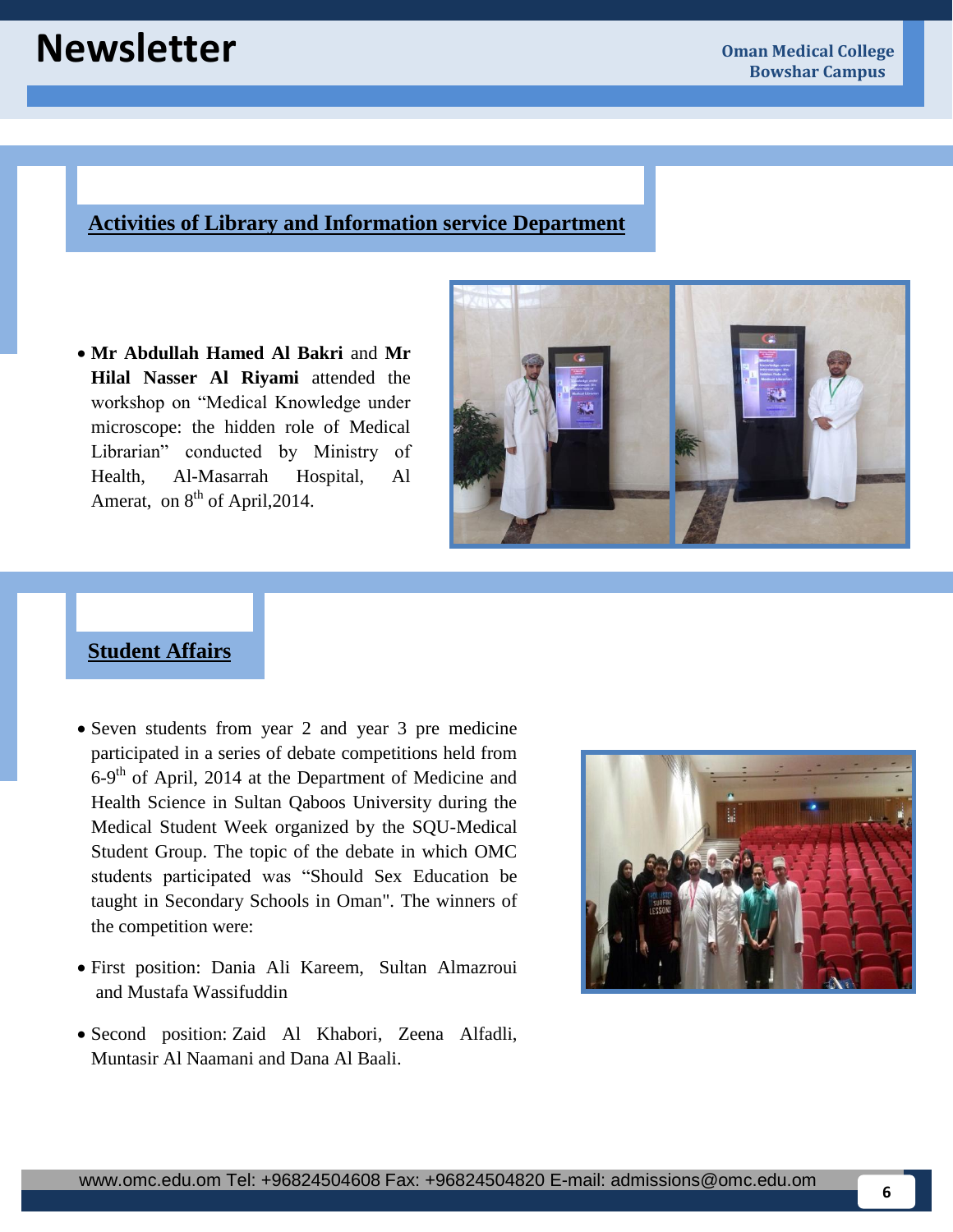## Activities of Library and Information service Department

- **Mr Abdullah Hamed Al Bakri** and **Mr Hilal Nasser Al Riyami** attended the workshop on "Medical Knowledge under microscope: the hidden role of Medical Librarian" conducted by Ministry of Health, Al-Masarrah Hospital, Al Amerat, on 8th of April,2014.

## Student Affairs

- Seven students from year 2 and year 3 pre medicine participated in a series of debate competitions held from 6-9th of April, 2014 at the Department of Medicine and Health Science in Sultan Qaboos University during the Medical Student Week organized by the SQU-Medical Student Group. The topic of the debate in which OMC students participated was "Should Sex Education be taught in Secondary Schools in Oman". The winners of the competition were:
- First position: Dania Ali Kareem, Sultan Almazroui and Mustafa Wassifuddin
- Second position: Zaid Al Khabori, Zeena Alfadli, Muntasir Al Naamani and Dana Al Baali.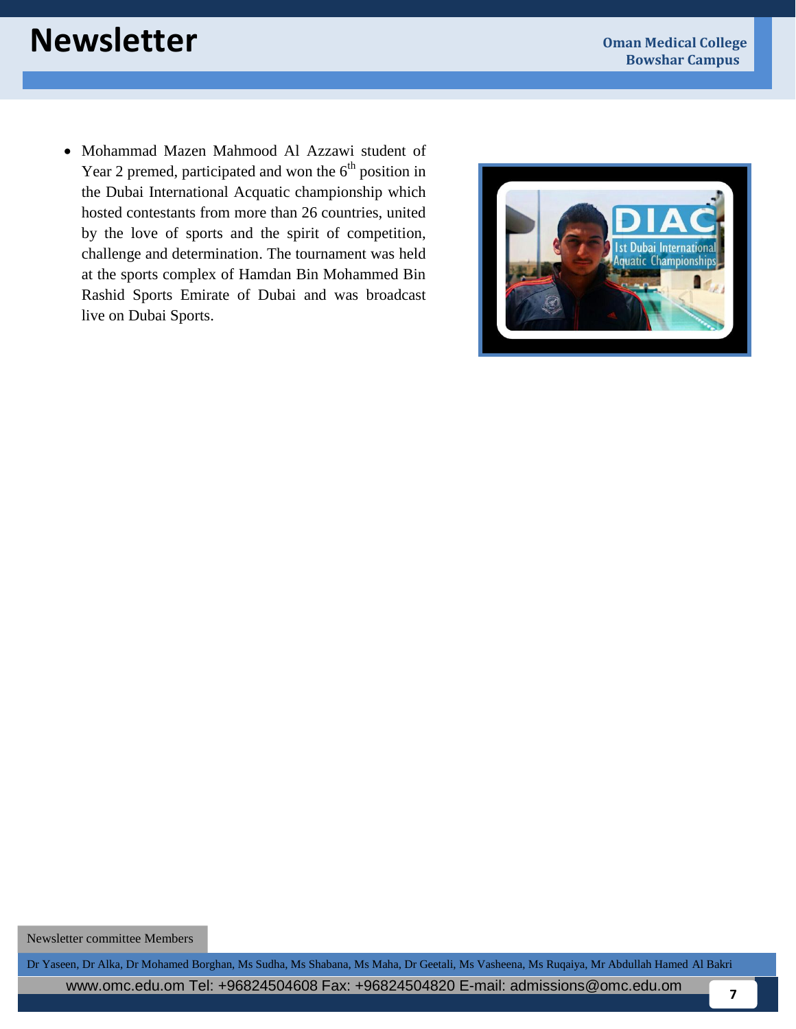- Mohammad Mazen Mahmood Al Azzawi student of Year 2 premed, participated and won the 6th position in the Dubai International Acquatic championship which hosted contestants from more than 26 countries, united by the love of sports and the spirit of competition, challenge and determination. The tournament was held at the sports complex of Hamdan Bin Mohammed Bin Rashid Sports Emirate of Dubai and was broadcast live on Dubai Sports.

Newsletter committee Members

Dr Yaseen, Dr Alka, Dr Mohamed Borghan, Ms Sudha, Ms Shabana, Ms Maha, Dr Geetali, Ms Vasheena, Ms Ruqaiya, Mr Abdullah Hamed Al Bakri

www.omc.edu.om Tel: +96824504608 Fax: +96824504820 E-mail: admissions@omc.edu.om